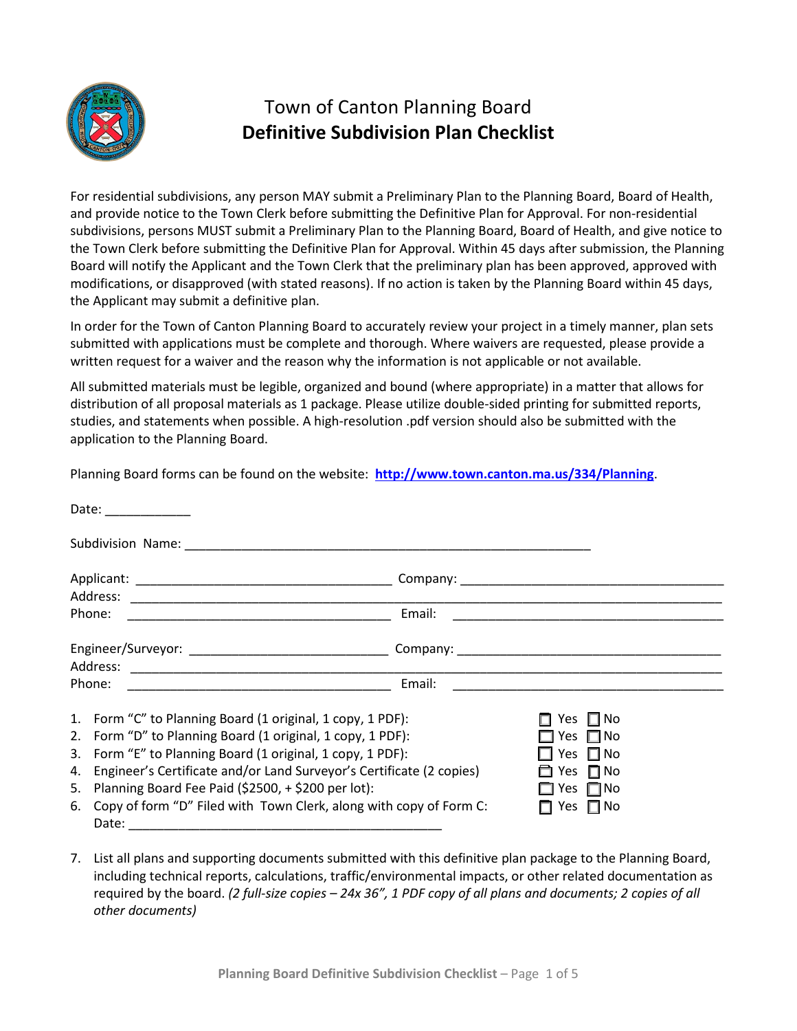# Town of Canton Planning Board
## Definitive Subdivision Plan Checklist

For residential subdivisions, any person MAY submit a Preliminary Plan to the Planning Board, Board of Health, and provide notice to the Town Clerk before submitting the Definitive Plan for Approval. For non-residential subdivisions, persons MUST submit a Preliminary Plan to the Planning Board, Board of Health, and give notice to the Town Clerk before submitting the Definitive Plan for Approval. Within 45 days after submission, the Planning Board will notify the Applicant and the Town Clerk that the preliminary plan has been approved, approved with modifications, or disapproved (with stated reasons). If no action is taken by the Planning Board within 45 days, the Applicant may submit a definitive plan.

In order for the Town of Canton Planning Board to accurately review your project in a timely manner, plan sets submitted with applications must be complete and thorough. Where waivers are requested, please provide a written request for a waiver and the reason why the information is not applicable or not available.

All submitted materials must be legible, organized and bound (where appropriate) in a matter that allows for distribution of all proposal materials as 1 package. Please utilize double-sided printing for submitted reports, studies, and statements when possible. A high-resolution .pdf version should also be submitted with the application to the Planning Board.

Planning Board forms can be found on the website: **http://www.town.canton.ma.us/334/Planning**.

Date: ____________

Subdivision Name: ___________________________________________________________

Applicant: ____________________________________ Company: ______________________________________
Address: ______________________________________________________________________________________
Phone: _____________________________________ Email: _______________________________________

Engineer/Surveyor: ____________________________ Company: ______________________________________
Address: ______________________________________________________________________________________
Phone: _____________________________________ Email: _______________________________________

1. Form "C" to Planning Board (1 original, 1 copy, 1 PDF): ☐ Yes ☐ No
2. Form "D" to Planning Board (1 original, 1 copy, 1 PDF): ☐ Yes ☐ No
3. Form "E" to Planning Board (1 original, 1 copy, 1 PDF): ☐ Yes ☐ No
4. Engineer's Certificate and/or Land Surveyor's Certificate (2 copies) ☐ Yes ☐ No
5. Planning Board Fee Paid ($2500, + $200 per lot): ☐ Yes ☐ No
6. Copy of form "D" Filed with Town Clerk, along with copy of Form C: ☐ Yes ☐ No
   Date: _____________________________________________

7. List all plans and supporting documents submitted with this definitive plan package to the Planning Board, including technical reports, calculations, traffic/environmental impacts, or other related documentation as required by the board. *(2 full-size copies – 24x 36", 1 PDF copy of all plans and documents; 2 copies of all other documents)*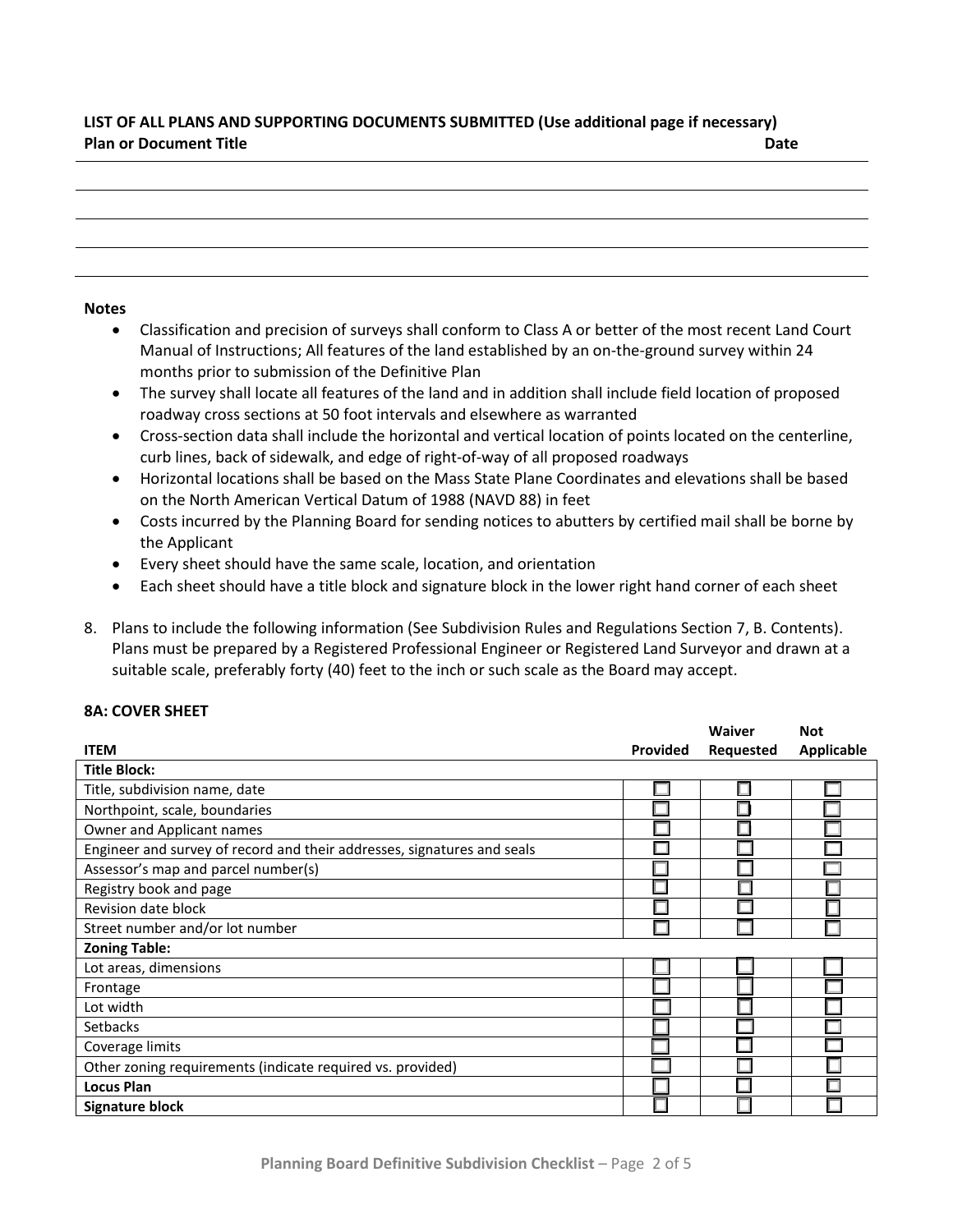**LIST OF ALL PLANS AND SUPPORTING DOCUMENTS SUBMITTED (Use additional page if necessary)**

| Plan or Document Title | Date |
|---|---|
| | |
| | |
| | |
| | |
| | |

**Notes**

- Classification and precision of surveys shall conform to Class A or better of the most recent Land Court Manual of Instructions; All features of the land established by an on-the-ground survey within 24 months prior to submission of the Definitive Plan
- The survey shall locate all features of the land and in addition shall include field location of proposed roadway cross sections at 50 foot intervals and elsewhere as warranted
- Cross-section data shall include the horizontal and vertical location of points located on the centerline, curb lines, back of sidewalk, and edge of right-of-way of all proposed roadways
- Horizontal locations shall be based on the Mass State Plane Coordinates and elevations shall be based on the North American Vertical Datum of 1988 (NAVD 88) in feet
- Costs incurred by the Planning Board for sending notices to abutters by certified mail shall be borne by the Applicant
- Every sheet should have the same scale, location, and orientation
- Each sheet should have a title block and signature block in the lower right hand corner of each sheet

8. Plans to include the following information (See Subdivision Rules and Regulations Section 7, B. Contents). Plans must be prepared by a Registered Professional Engineer or Registered Land Surveyor and drawn at a suitable scale, preferably forty (40) feet to the inch or such scale as the Board may accept.

**8A: COVER SHEET**

| ITEM | Provided | Waiver Requested | Not Applicable |
|---|---|---|---|
| **Title Block:** | | | |
| Title, subdivision name, date | ☐ | ☐ | ☐ |
| Northpoint, scale, boundaries | ☐ | ☐ | ☐ |
| Owner and Applicant names | ☐ | ☐ | ☐ |
| Engineer and survey of record and their addresses, signatures and seals | ☐ | ☐ | ☐ |
| Assessor's map and parcel number(s) | ☐ | ☐ | ☐ |
| Registry book and page | ☐ | ☐ | ☐ |
| Revision date block | ☐ | ☐ | ☐ |
| Street number and/or lot number | ☐ | ☐ | ☐ |
| **Zoning Table:** | | | |
| Lot areas, dimensions | ☐ | ☐ | ☐ |
| Frontage | ☐ | ☐ | ☐ |
| Lot width | ☐ | ☐ | ☐ |
| Setbacks | ☐ | ☐ | ☐ |
| Coverage limits | ☐ | ☐ | ☐ |
| Other zoning requirements (indicate required vs. provided) | ☐ | ☐ | ☐ |
| **Locus Plan** | ☐ | ☐ | ☐ |
| **Signature block** | ☐ | ☐ | ☐ |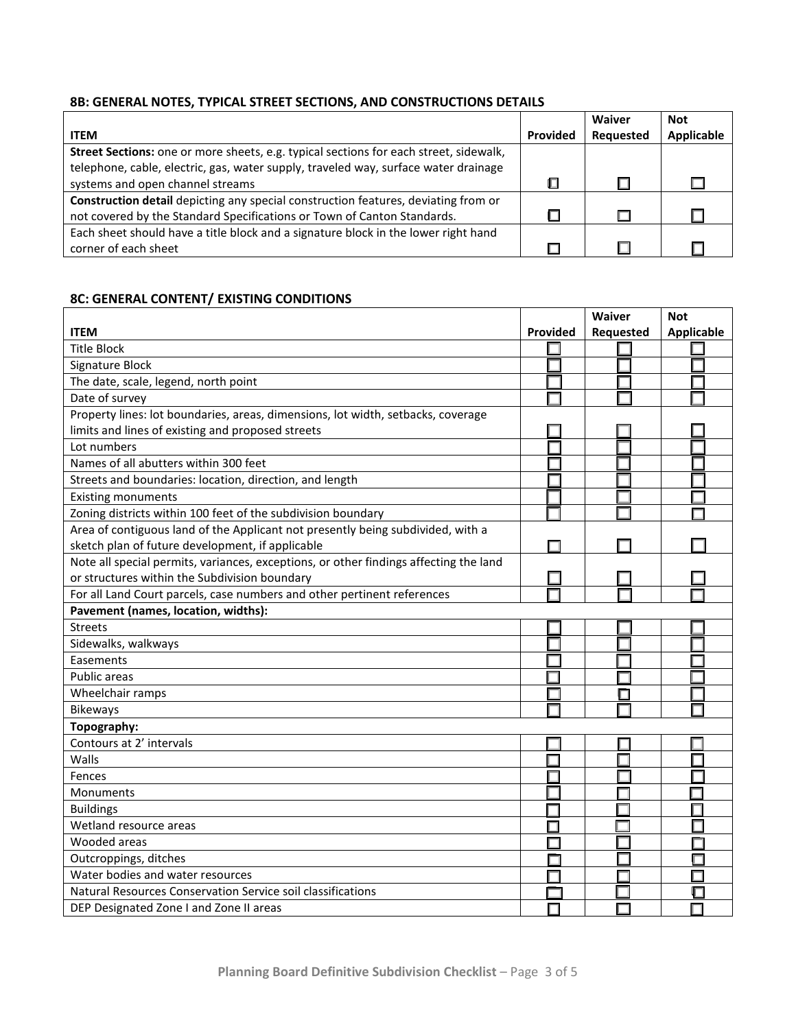### 8B: GENERAL NOTES, TYPICAL STREET SECTIONS, AND CONSTRUCTIONS DETAILS

| ITEM | Provided | Waiver Requested | Not Applicable |
|---|---|---|---|
| **Street Sections:** one or more sheets, e.g. typical sections for each street, sidewalk, telephone, cable, electric, gas, water supply, traveled way, surface water drainage systems and open channel streams | ☐ | ☐ | ☐ |
| **Construction detail** depicting any special construction features, deviating from or not covered by the Standard Specifications or Town of Canton Standards. | ☐ | ☐ | ☐ |
| Each sheet should have a title block and a signature block in the lower right hand corner of each sheet | ☐ | ☐ | ☐ |

### 8C: GENERAL CONTENT/ EXISTING CONDITIONS

| ITEM | Provided | Waiver Requested | Not Applicable |
|---|---|---|---|
| Title Block | ☐ | ☐ | ☐ |
| Signature Block | ☐ | ☐ | ☐ |
| The date, scale, legend, north point | ☐ | ☐ | ☐ |
| Date of survey | ☐ | ☐ | ☐ |
| Property lines: lot boundaries, areas, dimensions, lot width, setbacks, coverage limits and lines of existing and proposed streets | ☐ | ☐ | ☐ |
| Lot numbers | ☐ | ☐ | ☐ |
| Names of all abutters within 300 feet | ☐ | ☐ | ☐ |
| Streets and boundaries: location, direction, and length | ☐ | ☐ | ☐ |
| Existing monuments | ☐ | ☐ | ☐ |
| Zoning districts within 100 feet of the subdivision boundary | ☐ | ☐ | ☐ |
| Area of contiguous land of the Applicant not presently being subdivided, with a sketch plan of future development, if applicable | ☐ | ☐ | ☐ |
| Note all special permits, variances, exceptions, or other findings affecting the land or structures within the Subdivision boundary | ☐ | ☐ | ☐ |
| For all Land Court parcels, case numbers and other pertinent references | ☐ | ☐ | ☐ |
| **Pavement (names, location, widths):** | | | |
| Streets | ☐ | ☐ | ☐ |
| Sidewalks, walkways | ☐ | ☐ | ☐ |
| Easements | ☐ | ☐ | ☐ |
| Public areas | ☐ | ☐ | ☐ |
| Wheelchair ramps | ☐ | ☐ | ☐ |
| Bikeways | ☐ | ☐ | ☐ |
| **Topography:** | | | |
| Contours at 2' intervals | ☐ | ☐ | ☐ |
| Walls | ☐ | ☐ | ☐ |
| Fences | ☐ | ☐ | ☐ |
| Monuments | ☐ | ☐ | ☐ |
| Buildings | ☐ | ☐ | ☐ |
| Wetland resource areas | ☐ | ☐ | ☐ |
| Wooded areas | ☐ | ☐ | ☐ |
| Outcroppings, ditches | ☐ | ☐ | ☐ |
| Water bodies and water resources | ☐ | ☐ | ☐ |
| Natural Resources Conservation Service soil classifications | ☐ | ☐ | ☐ |
| DEP Designated Zone I and Zone II areas | ☐ | ☐ | ☐ |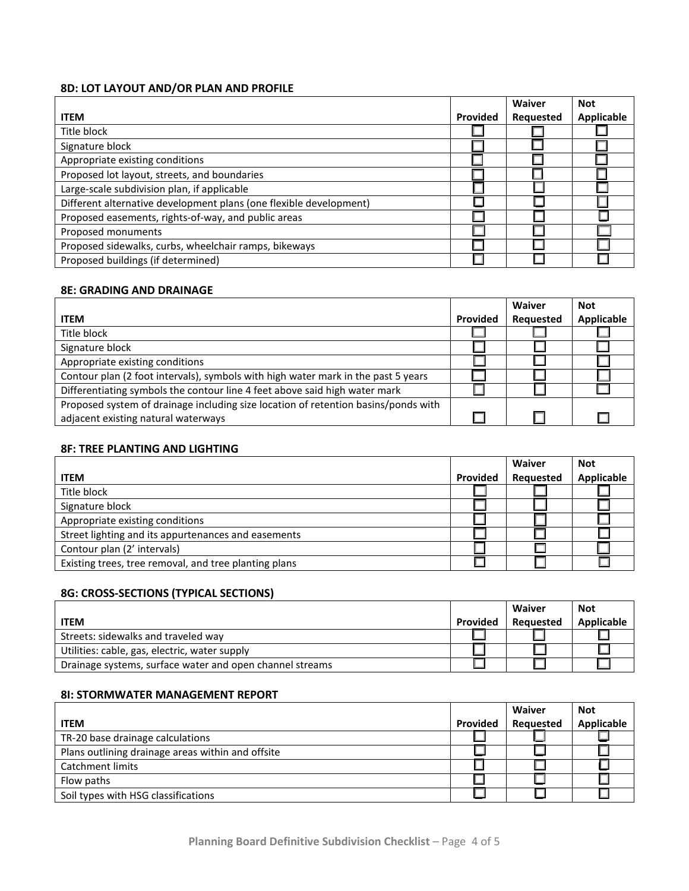### 8D: LOT LAYOUT AND/OR PLAN AND PROFILE

| ITEM | Provided | Waiver Requested | Not Applicable |
|---|---|---|---|
| Title block | ☐ | ☐ | ☐ |
| Signature block | ☐ | ☐ | ☐ |
| Appropriate existing conditions | ☐ | ☐ | ☐ |
| Proposed lot layout, streets, and boundaries | ☐ | ☐ | ☐ |
| Large-scale subdivision plan, if applicable | ☐ | ☐ | ☐ |
| Different alternative development plans (one flexible development) | ☐ | ☐ | ☐ |
| Proposed easements, rights-of-way, and public areas | ☐ | ☐ | ☐ |
| Proposed monuments | ☐ | ☐ | ☐ |
| Proposed sidewalks, curbs, wheelchair ramps, bikeways | ☐ | ☐ | ☐ |
| Proposed buildings (if determined) | ☐ | ☐ | ☐ |

### 8E: GRADING AND DRAINAGE

| ITEM | Provided | Waiver Requested | Not Applicable |
|---|---|---|---|
| Title block | ☐ | ☐ | ☐ |
| Signature block | ☐ | ☐ | ☐ |
| Appropriate existing conditions | ☐ | ☐ | ☐ |
| Contour plan (2 foot intervals), symbols with high water mark in the past 5 years | ☐ | ☐ | ☐ |
| Differentiating symbols the contour line 4 feet above said high water mark | ☐ | ☐ | ☐ |
| Proposed system of drainage including size location of retention basins/ponds with adjacent existing natural waterways | ☐ | ☐ | ☐ |

### 8F: TREE PLANTING AND LIGHTING

| ITEM | Provided | Waiver Requested | Not Applicable |
|---|---|---|---|
| Title block | ☐ | ☐ | ☐ |
| Signature block | ☐ | ☐ | ☐ |
| Appropriate existing conditions | ☐ | ☐ | ☐ |
| Street lighting and its appurtenances and easements | ☐ | ☐ | ☐ |
| Contour plan (2' intervals) | ☐ | ☐ | ☐ |
| Existing trees, tree removal, and tree planting plans | ☐ | ☐ | ☐ |

### 8G: CROSS-SECTIONS (TYPICAL SECTIONS)

| ITEM | Provided | Waiver Requested | Not Applicable |
|---|---|---|---|
| Streets: sidewalks and traveled way | ☐ | ☐ | ☐ |
| Utilities: cable, gas, electric, water supply | ☐ | ☐ | ☐ |
| Drainage systems, surface water and open channel streams | ☐ | ☐ | ☐ |

### 8I: STORMWATER MANAGEMENT REPORT

| ITEM | Provided | Waiver Requested | Not Applicable |
|---|---|---|---|
| TR-20 base drainage calculations | ☐ | ☐ | ☐ |
| Plans outlining drainage areas within and offsite | ☐ | ☐ | ☐ |
| Catchment limits | ☐ | ☐ | ☐ |
| Flow paths | ☐ | ☐ | ☐ |
| Soil types with HSG classifications | ☐ | ☐ | ☐ |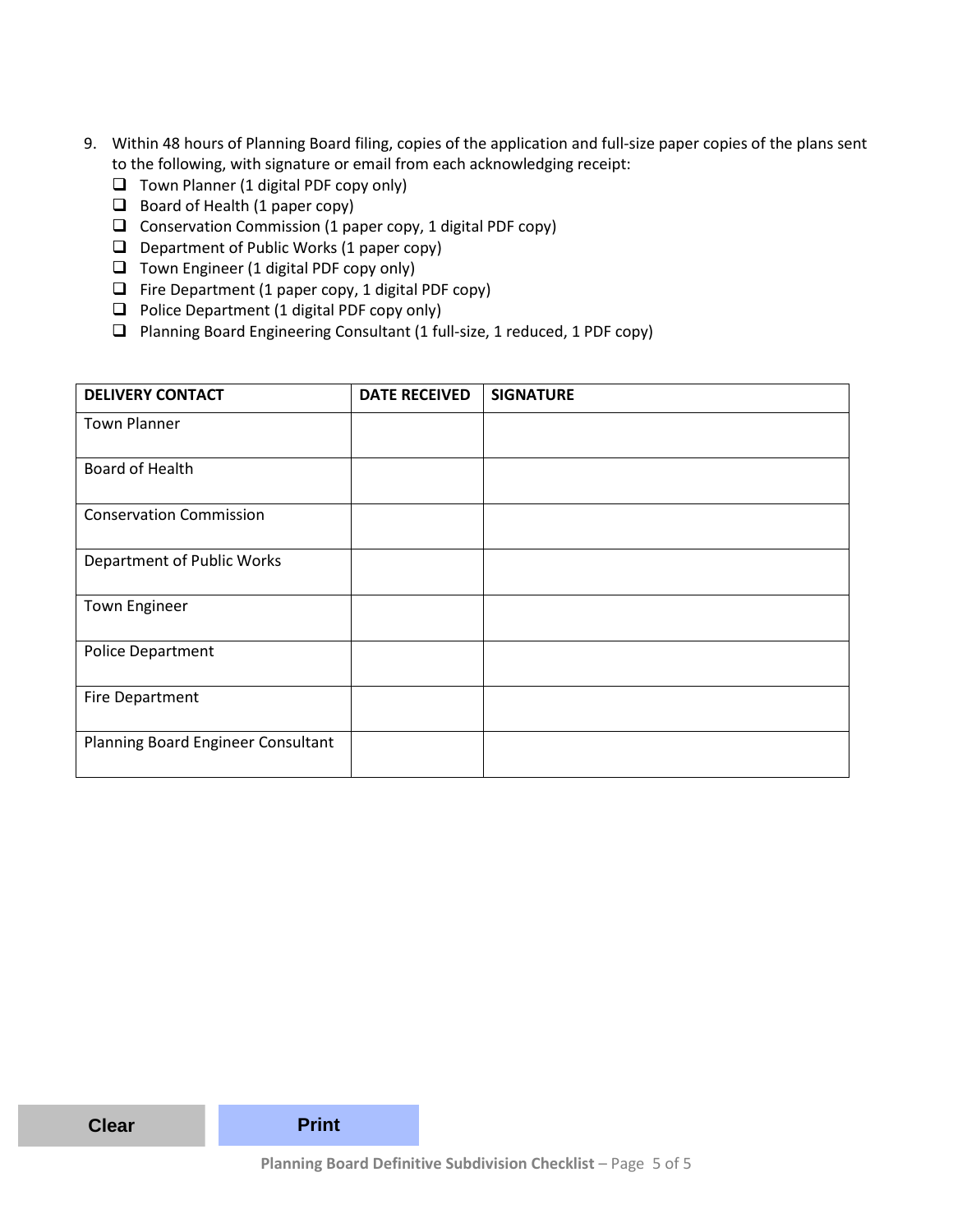9. Within 48 hours of Planning Board filing, copies of the application and full-size paper copies of the plans sent to the following, with signature or email from each acknowledging receipt:
   - ❑ Town Planner (1 digital PDF copy only)
   - ❑ Board of Health (1 paper copy)
   - ❑ Conservation Commission (1 paper copy, 1 digital PDF copy)
   - ❑ Department of Public Works (1 paper copy)
   - ❑ Town Engineer (1 digital PDF copy only)
   - ❑ Fire Department (1 paper copy, 1 digital PDF copy)
   - ❑ Police Department (1 digital PDF copy only)
   - ❑ Planning Board Engineering Consultant (1 full-size, 1 reduced, 1 PDF copy)

| DELIVERY CONTACT | DATE RECEIVED | SIGNATURE |
|---|---|---|
| Town Planner | | |
| Board of Health | | |
| Conservation Commission | | |
| Department of Public Works | | |
| Town Engineer | | |
| Police Department | | |
| Fire Department | | |
| Planning Board Engineer Consultant | | |

Clear Print